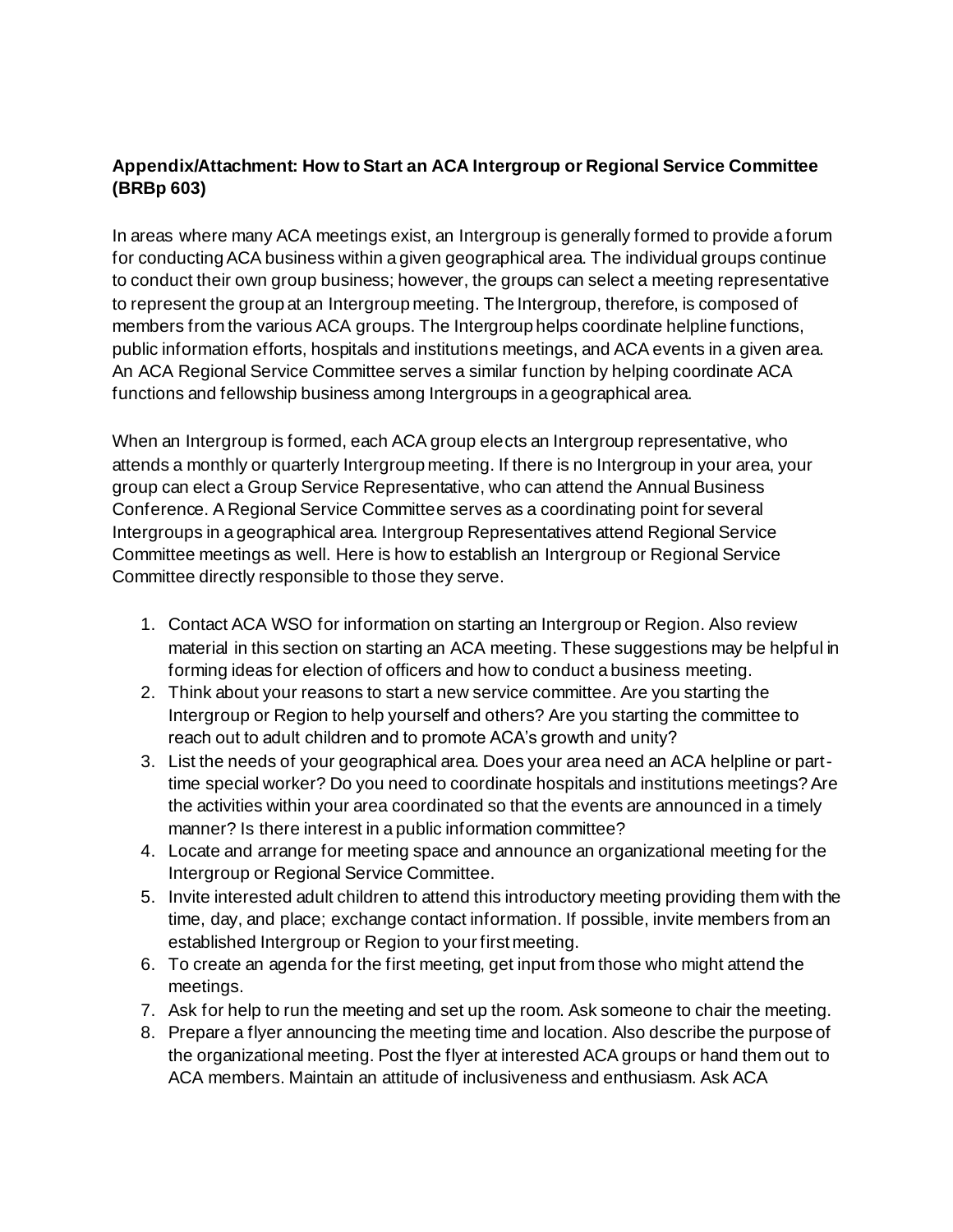**Appendix/Attachment: How to Start an ACA Intergroup or Regional Service Committee (BRBp 603)**

In areas where many ACA meetings exist, an Intergroup is generally formed to provide a forum for conducting ACA business within a given geographical area. The individual groups continue to conduct their own group business; however, the groups can select a meeting representative to represent the group at an Intergroup meeting. The Intergroup, therefore, is composed of members from the various ACA groups. The Intergroup helps coordinate helpline functions, public information efforts, hospitals and institutions meetings, and ACA events in a given area. An ACA Regional Service Committee serves a similar function by helping coordinate ACA functions and fellowship business among Intergroups in a geographical area.

When an Intergroup is formed, each ACA group elects an Intergroup representative, who attends a monthly or quarterly Intergroup meeting. If there is no Intergroup in your area, your group can elect a Group Service Representative, who can attend the Annual Business Conference. A Regional Service Committee serves as a coordinating point for several Intergroups in a geographical area. Intergroup Representatives attend Regional Service Committee meetings as well. Here is how to establish an Intergroup or Regional Service Committee directly responsible to those they serve.

1. Contact ACA WSO for information on starting an Intergroup or Region. Also review material in this section on starting an ACA meeting. These suggestions may be helpful in forming ideas for election of officers and how to conduct a business meeting.
2. Think about your reasons to start a new service committee. Are you starting the Intergroup or Region to help yourself and others? Are you starting the committee to reach out to adult children and to promote ACA's growth and unity?
3. List the needs of your geographical area. Does your area need an ACA helpline or part-time special worker? Do you need to coordinate hospitals and institutions meetings? Are the activities within your area coordinated so that the events are announced in a timely manner? Is there interest in a public information committee?
4. Locate and arrange for meeting space and announce an organizational meeting for the Intergroup or Regional Service Committee.
5. Invite interested adult children to attend this introductory meeting providing them with the time, day, and place; exchange contact information. If possible, invite members from an established Intergroup or Region to your first meeting.
6. To create an agenda for the first meeting, get input from those who might attend the meetings.
7. Ask for help to run the meeting and set up the room. Ask someone to chair the meeting.
8. Prepare a flyer announcing the meeting time and location. Also describe the purpose of the organizational meeting. Post the flyer at interested ACA groups or hand them out to ACA members. Maintain an attitude of inclusiveness and enthusiasm. Ask ACA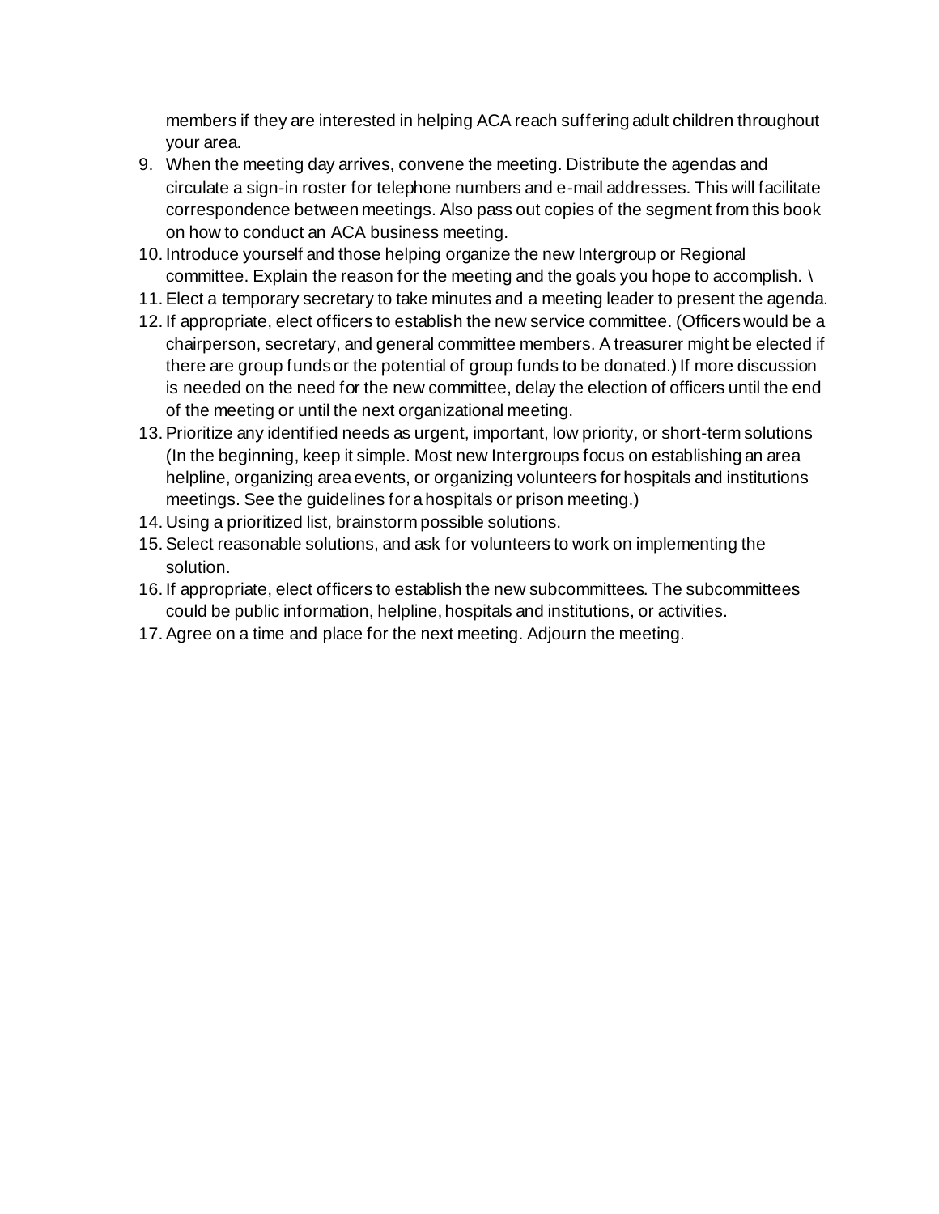members if they are interested in helping ACA reach suffering adult children throughout your area.

9. When the meeting day arrives, convene the meeting. Distribute the agendas and circulate a sign-in roster for telephone numbers and e-mail addresses. This will facilitate correspondence between meetings. Also pass out copies of the segment from this book on how to conduct an ACA business meeting.
10. Introduce yourself and those helping organize the new Intergroup or Regional committee. Explain the reason for the meeting and the goals you hope to accomplish. \
11. Elect a temporary secretary to take minutes and a meeting leader to present the agenda.
12. If appropriate, elect officers to establish the new service committee. (Officers would be a chairperson, secretary, and general committee members. A treasurer might be elected if there are group funds or the potential of group funds to be donated.) If more discussion is needed on the need for the new committee, delay the election of officers until the end of the meeting or until the next organizational meeting.
13. Prioritize any identified needs as urgent, important, low priority, or short-term solutions (In the beginning, keep it simple. Most new Intergroups focus on establishing an area helpline, organizing area events, or organizing volunteers for hospitals and institutions meetings. See the guidelines for a hospitals or prison meeting.)
14. Using a prioritized list, brainstorm possible solutions.
15. Select reasonable solutions, and ask for volunteers to work on implementing the solution.
16. If appropriate, elect officers to establish the new subcommittees. The subcommittees could be public information, helpline, hospitals and institutions, or activities.
17. Agree on a time and place for the next meeting. Adjourn the meeting.